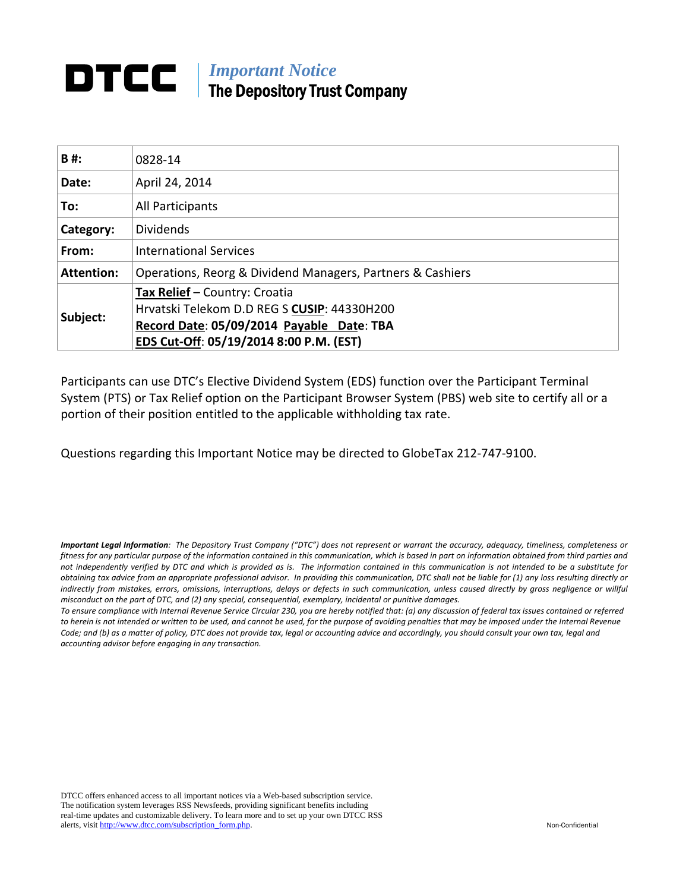# DTCC | *Important Notice* The Depository Trust Company

| | |
|---|---|
| **B #:** | 0828-14 |
| **Date:** | April 24, 2014 |
| **To:** | All Participants |
| **Category:** | Dividends |
| **From:** | International Services |
| **Attention:** | Operations, Reorg & Dividend Managers, Partners & Cashiers |
| **Subject:** | **Tax Relief** – Country: Croatia<br>Hrvatski Telekom D.D REG S **CUSIP**: 44330H200<br>**Record Date**: **05/09/2014** **Payable Date**: **TBA**<br>**EDS Cut-Off**: **05/19/2014 8:00 P.M. (EST)** |

Participants can use DTC's Elective Dividend System (EDS) function over the Participant Terminal System (PTS) or Tax Relief option on the Participant Browser System (PBS) web site to certify all or a portion of their position entitled to the applicable withholding tax rate.

Questions regarding this Important Notice may be directed to GlobeTax 212-747-9100.

***Important Legal Information**: The Depository Trust Company ("DTC") does not represent or warrant the accuracy, adequacy, timeliness, completeness or fitness for any particular purpose of the information contained in this communication, which is based in part on information obtained from third parties and not independently verified by DTC and which is provided as is. The information contained in this communication is not intended to be a substitute for obtaining tax advice from an appropriate professional advisor. In providing this communication, DTC shall not be liable for (1) any loss resulting directly or indirectly from mistakes, errors, omissions, interruptions, delays or defects in such communication, unless caused directly by gross negligence or willful misconduct on the part of DTC, and (2) any special, consequential, exemplary, incidental or punitive damages.*

*To ensure compliance with Internal Revenue Service Circular 230, you are hereby notified that: (a) any discussion of federal tax issues contained or referred to herein is not intended or written to be used, and cannot be used, for the purpose of avoiding penalties that may be imposed under the Internal Revenue Code; and (b) as a matter of policy, DTC does not provide tax, legal or accounting advice and accordingly, you should consult your own tax, legal and accounting advisor before engaging in any transaction.*

DTCC offers enhanced access to all important notices via a Web-based subscription service. The notification system leverages RSS Newsfeeds, providing significant benefits including real-time updates and customizable delivery. To learn more and to set up your own DTCC RSS alerts, visit http://www.dtcc.com/subscription_form.php.

Non-Confidential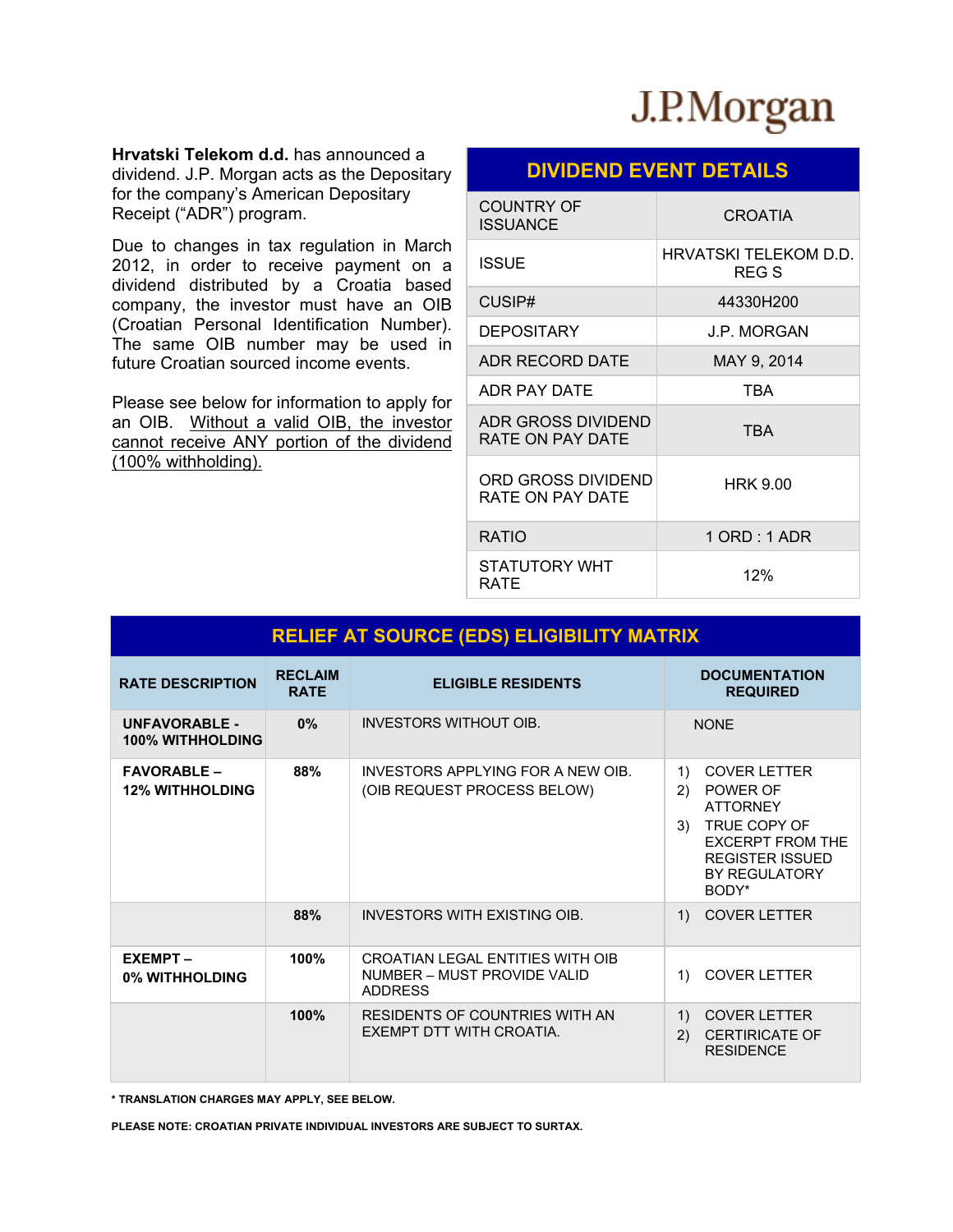**Hrvatski Telekom d.d.** has announced a dividend. J.P. Morgan acts as the Depositary for the company's American Depositary Receipt ("ADR") program.

Due to changes in tax regulation in March 2012, in order to receive payment on a dividend distributed by a Croatia based company, the investor must have an OIB (Croatian Personal Identification Number). The same OIB number may be used in future Croatian sourced income events.

Please see below for information to apply for an OIB. Without a valid OIB, the investor cannot receive ANY portion of the dividend (100% withholding).

## DIVIDEND EVENT DETAILS

| | |
|---|---|
| COUNTRY OF ISSUANCE | CROATIA |
| ISSUE | HRVATSKI TELEKOM D.D. REG S |
| CUSIP# | 44330H200 |
| DEPOSITARY | J.P. MORGAN |
| ADR RECORD DATE | MAY 9, 2014 |
| ADR PAY DATE | TBA |
| ADR GROSS DIVIDEND RATE ON PAY DATE | TBA |
| ORD GROSS DIVIDEND RATE ON PAY DATE | HRK 9.00 |
| RATIO | 1 ORD : 1 ADR |
| STATUTORY WHT RATE | 12% |

## RELIEF AT SOURCE (EDS) ELIGIBILITY MATRIX

| RATE DESCRIPTION | RECLAIM RATE | ELIGIBLE RESIDENTS | DOCUMENTATION REQUIRED |
|---|---|---|---|
| **UNFAVORABLE - 100% WITHHOLDING** | 0% | INVESTORS WITHOUT OIB. | NONE |
| **FAVORABLE – 12% WITHHOLDING** | 88% | INVESTORS APPLYING FOR A NEW OIB. (OIB REQUEST PROCESS BELOW) | 1) COVER LETTER 2) POWER OF ATTORNEY 3) TRUE COPY OF EXCERPT FROM THE REGISTER ISSUED BY REGULATORY BODY* |
| | 88% | INVESTORS WITH EXISTING OIB. | 1) COVER LETTER |
| **EXEMPT – 0% WITHHOLDING** | 100% | CROATIAN LEGAL ENTITIES WITH OIB NUMBER – MUST PROVIDE VALID ADDRESS | 1) COVER LETTER |
| | 100% | RESIDENTS OF COUNTRIES WITH AN EXEMPT DTT WITH CROATIA. | 1) COVER LETTER 2) CERTIRICATE OF RESIDENCE |

**\* TRANSLATION CHARGES MAY APPLY, SEE BELOW.**

**PLEASE NOTE: CROATIAN PRIVATE INDIVIDUAL INVESTORS ARE SUBJECT TO SURTAX.**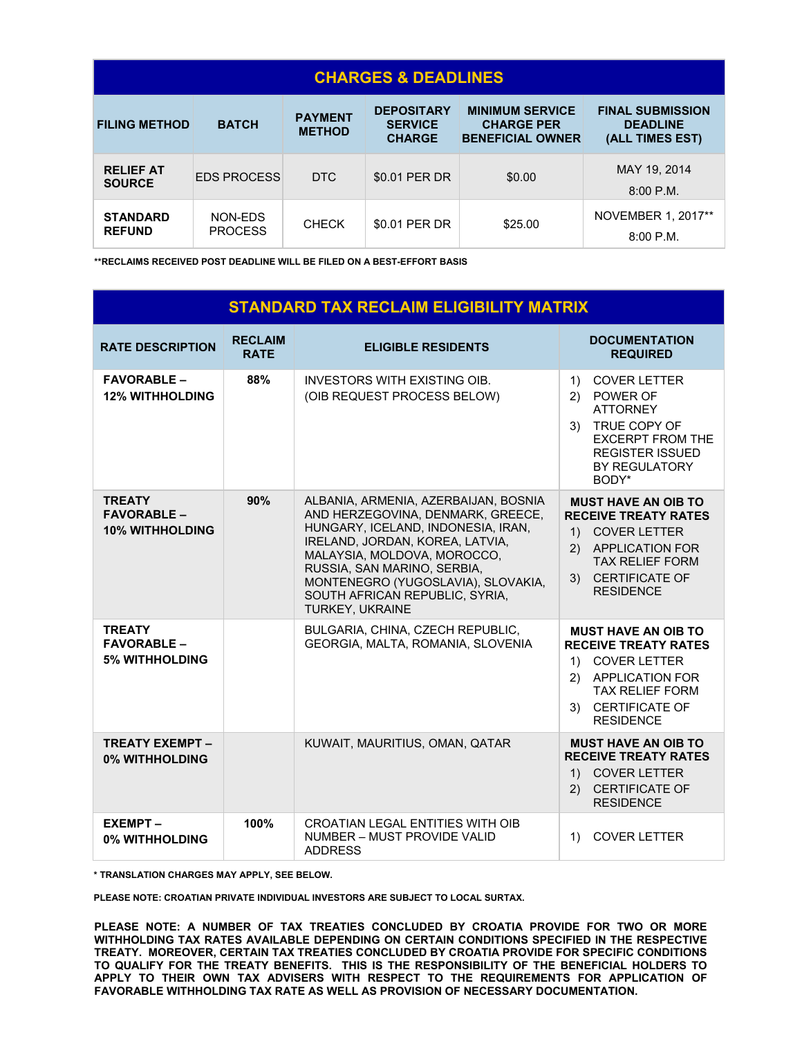## CHARGES & DEADLINES

| FILING METHOD | BATCH | PAYMENT METHOD | DEPOSITARY SERVICE CHARGE | MINIMUM SERVICE CHARGE PER BENEFICIAL OWNER | FINAL SUBMISSION DEADLINE (ALL TIMES EST) |
|---|---|---|---|---|---|
| **RELIEF AT SOURCE** | EDS PROCESS | DTC | $0.01 PER DR | $0.00 | MAY 19, 2014 8:00 P.M. |
| **STANDARD REFUND** | NON-EDS PROCESS | CHECK | $0.01 PER DR | $25.00 | NOVEMBER 1, 2017** 8:00 P.M. |

**RECLAIMS RECEIVED POST DEADLINE WILL BE FILED ON A BEST-EFFORT BASIS

## STANDARD TAX RECLAIM ELIGIBILITY MATRIX

| RATE DESCRIPTION | RECLAIM RATE | ELIGIBLE RESIDENTS | DOCUMENTATION REQUIRED |
|---|---|---|---|
| **FAVORABLE – 12% WITHHOLDING** | **88%** | INVESTORS WITH EXISTING OIB. (OIB REQUEST PROCESS BELOW) | 1) COVER LETTER 2) POWER OF ATTORNEY 3) TRUE COPY OF EXCERPT FROM THE REGISTER ISSUED BY REGULATORY BODY* |
| **TREATY FAVORABLE – 10% WITHHOLDING** | **90%** | ALBANIA, ARMENIA, AZERBAIJAN, BOSNIA AND HERZEGOVINA, DENMARK, GREECE, HUNGARY, ICELAND, INDONESIA, IRAN, IRELAND, JORDAN, KOREA, LATVIA, MALAYSIA, MOLDOVA, MOROCCO, RUSSIA, SAN MARINO, SERBIA, MONTENEGRO (YUGOSLAVIA), SLOVAKIA, SOUTH AFRICAN REPUBLIC, SYRIA, TURKEY, UKRAINE | **MUST HAVE AN OIB TO RECEIVE TREATY RATES** 1) COVER LETTER 2) APPLICATION FOR TAX RELIEF FORM 3) CERTIFICATE OF RESIDENCE |
| **TREATY FAVORABLE – 5% WITHHOLDING** | | BULGARIA, CHINA, CZECH REPUBLIC, GEORGIA, MALTA, ROMANIA, SLOVENIA | **MUST HAVE AN OIB TO RECEIVE TREATY RATES** 1) COVER LETTER 2) APPLICATION FOR TAX RELIEF FORM 3) CERTIFICATE OF RESIDENCE |
| **TREATY EXEMPT – 0% WITHHOLDING** | | KUWAIT, MAURITIUS, OMAN, QATAR | **MUST HAVE AN OIB TO RECEIVE TREATY RATES** 1) COVER LETTER 2) CERTIFICATE OF RESIDENCE |
| **EXEMPT – 0% WITHHOLDING** | **100%** | CROATIAN LEGAL ENTITIES WITH OIB NUMBER – MUST PROVIDE VALID ADDRESS | 1) COVER LETTER |

**\* TRANSLATION CHARGES MAY APPLY, SEE BELOW.**

**PLEASE NOTE: CROATIAN PRIVATE INDIVIDUAL INVESTORS ARE SUBJECT TO LOCAL SURTAX.**

**PLEASE NOTE: A NUMBER OF TAX TREATIES CONCLUDED BY CROATIA PROVIDE FOR TWO OR MORE WITHHOLDING TAX RATES AVAILABLE DEPENDING ON CERTAIN CONDITIONS SPECIFIED IN THE RESPECTIVE TREATY. MOREOVER, CERTAIN TAX TREATIES CONCLUDED BY CROATIA PROVIDE FOR SPECIFIC CONDITIONS TO QUALIFY FOR THE TREATY BENEFITS. THIS IS THE RESPONSIBILITY OF THE BENEFICIAL HOLDERS TO APPLY TO THEIR OWN TAX ADVISERS WITH RESPECT TO THE REQUIREMENTS FOR APPLICATION OF FAVORABLE WITHHOLDING TAX RATE AS WELL AS PROVISION OF NECESSARY DOCUMENTATION.**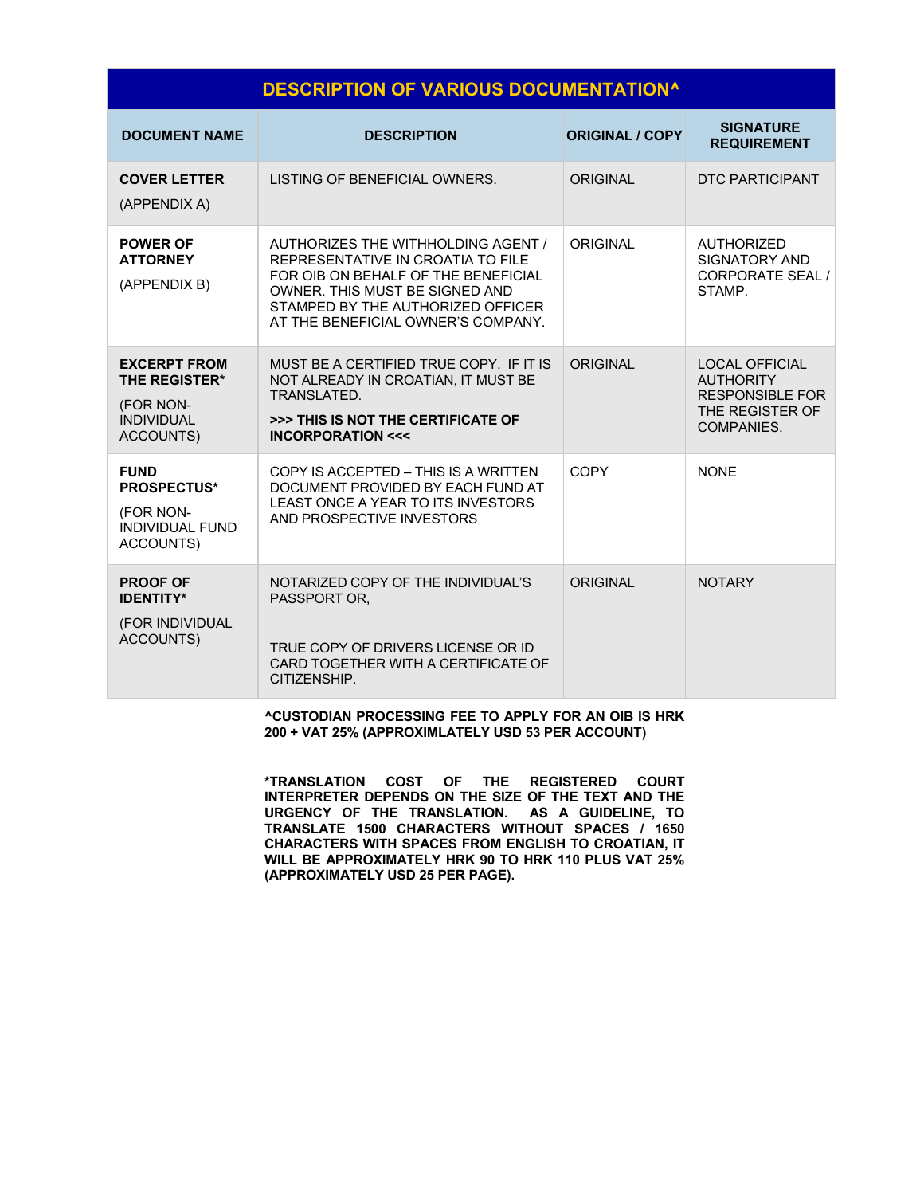| DESCRIPTION OF VARIOUS DOCUMENTATION^ | | | |
|---|---|---|---|
| **DOCUMENT NAME** | **DESCRIPTION** | **ORIGINAL / COPY** | **SIGNATURE REQUIREMENT** |
| **COVER LETTER** (APPENDIX A) | LISTING OF BENEFICIAL OWNERS. | ORIGINAL | DTC PARTICIPANT |
| **POWER OF ATTORNEY** (APPENDIX B) | AUTHORIZES THE WITHHOLDING AGENT / REPRESENTATIVE IN CROATIA TO FILE FOR OIB ON BEHALF OF THE BENEFICIAL OWNER. THIS MUST BE SIGNED AND STAMPED BY THE AUTHORIZED OFFICER AT THE BENEFICIAL OWNER'S COMPANY. | ORIGINAL | AUTHORIZED SIGNATORY AND CORPORATE SEAL / STAMP. |
| **EXCERPT FROM THE REGISTER*** (FOR NON-INDIVIDUAL ACCOUNTS) | MUST BE A CERTIFIED TRUE COPY. IF IT IS NOT ALREADY IN CROATIAN, IT MUST BE TRANSLATED. **>>> THIS IS NOT THE CERTIFICATE OF INCORPORATION <<<** | ORIGINAL | LOCAL OFFICIAL AUTHORITY RESPONSIBLE FOR THE REGISTER OF COMPANIES. |
| **FUND PROSPECTUS*** (FOR NON-INDIVIDUAL FUND ACCOUNTS) | COPY IS ACCEPTED – THIS IS A WRITTEN DOCUMENT PROVIDED BY EACH FUND AT LEAST ONCE A YEAR TO ITS INVESTORS AND PROSPECTIVE INVESTORS | COPY | NONE |
| **PROOF OF IDENTITY*** (FOR INDIVIDUAL ACCOUNTS) | NOTARIZED COPY OF THE INDIVIDUAL'S PASSPORT OR, TRUE COPY OF DRIVERS LICENSE OR ID CARD TOGETHER WITH A CERTIFICATE OF CITIZENSHIP. | ORIGINAL | NOTARY |

**^CUSTODIAN PROCESSING FEE TO APPLY FOR AN OIB IS HRK 200 + VAT 25% (APPROXIMLATELY USD 53 PER ACCOUNT)**

***TRANSLATION COST OF THE REGISTERED COURT INTERPRETER DEPENDS ON THE SIZE OF THE TEXT AND THE URGENCY OF THE TRANSLATION. AS A GUIDELINE, TO TRANSLATE 1500 CHARACTERS WITHOUT SPACES / 1650 CHARACTERS WITH SPACES FROM ENGLISH TO CROATIAN, IT WILL BE APPROXIMATELY HRK 90 TO HRK 110 PLUS VAT 25% (APPROXIMATELY USD 25 PER PAGE).**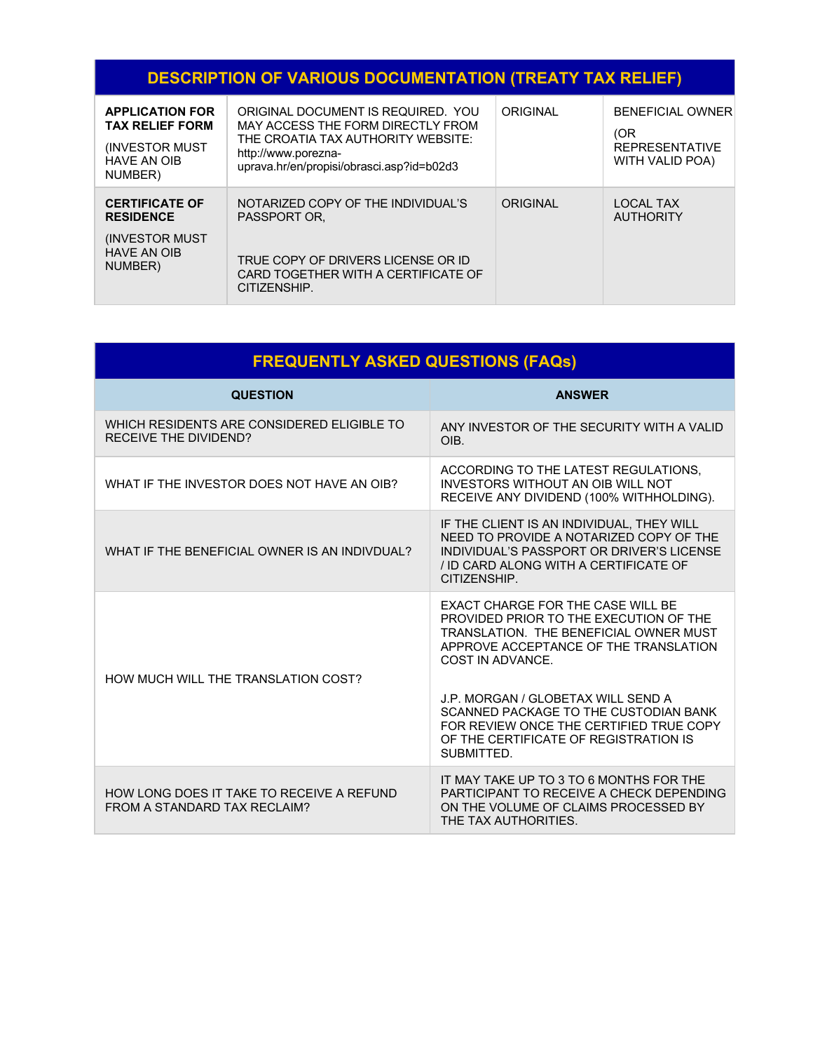## DESCRIPTION OF VARIOUS DOCUMENTATION (TREATY TAX RELIEF)

| | | | |
|---|---|---|---|
| **APPLICATION FOR TAX RELIEF FORM** (INVESTOR MUST HAVE AN OIB NUMBER) | ORIGINAL DOCUMENT IS REQUIRED. YOU MAY ACCESS THE FORM DIRECTLY FROM THE CROATIA TAX AUTHORITY WEBSITE: http://www.porezna-uprava.hr/en/propisi/obrasci.asp?id=b02d3 | ORIGINAL | BENEFICIAL OWNER (OR REPRESENTATIVE WITH VALID POA) |
| **CERTIFICATE OF RESIDENCE** (INVESTOR MUST HAVE AN OIB NUMBER) | NOTARIZED COPY OF THE INDIVIDUAL'S PASSPORT OR, TRUE COPY OF DRIVERS LICENSE OR ID CARD TOGETHER WITH A CERTIFICATE OF CITIZENSHIP. | ORIGINAL | LOCAL TAX AUTHORITY |

## FREQUENTLY ASKED QUESTIONS (FAQs)

| QUESTION | ANSWER |
|---|---|
| WHICH RESIDENTS ARE CONSIDERED ELIGIBLE TO RECEIVE THE DIVIDEND? | ANY INVESTOR OF THE SECURITY WITH A VALID OIB. |
| WHAT IF THE INVESTOR DOES NOT HAVE AN OIB? | ACCORDING TO THE LATEST REGULATIONS, INVESTORS WITHOUT AN OIB WILL NOT RECEIVE ANY DIVIDEND (100% WITHHOLDING). |
| WHAT IF THE BENEFICIAL OWNER IS AN INDIVDUAL? | IF THE CLIENT IS AN INDIVIDUAL, THEY WILL NEED TO PROVIDE A NOTARIZED COPY OF THE INDIVIDUAL'S PASSPORT OR DRIVER'S LICENSE / ID CARD ALONG WITH A CERTIFICATE OF CITIZENSHIP. |
| HOW MUCH WILL THE TRANSLATION COST? | EXACT CHARGE FOR THE CASE WILL BE PROVIDED PRIOR TO THE EXECUTION OF THE TRANSLATION. THE BENEFICIAL OWNER MUST APPROVE ACCEPTANCE OF THE TRANSLATION COST IN ADVANCE.<br><br>J.P. MORGAN / GLOBETAX WILL SEND A SCANNED PACKAGE TO THE CUSTODIAN BANK FOR REVIEW ONCE THE CERTIFIED TRUE COPY OF THE CERTIFICATE OF REGISTRATION IS SUBMITTED. |
| HOW LONG DOES IT TAKE TO RECEIVE A REFUND FROM A STANDARD TAX RECLAIM? | IT MAY TAKE UP TO 3 TO 6 MONTHS FOR THE PARTICIPANT TO RECEIVE A CHECK DEPENDING ON THE VOLUME OF CLAIMS PROCESSED BY THE TAX AUTHORITIES. |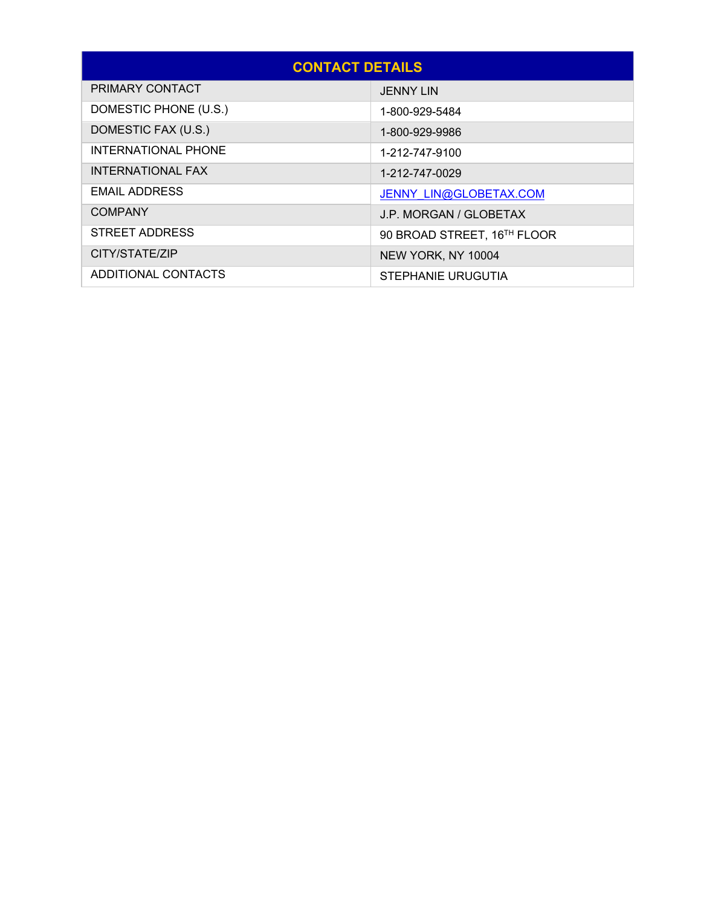| CONTACT DETAILS | |
|---|---|
| PRIMARY CONTACT | JENNY LIN |
| DOMESTIC PHONE (U.S.) | 1-800-929-5484 |
| DOMESTIC FAX (U.S.) | 1-800-929-9986 |
| INTERNATIONAL PHONE | 1-212-747-9100 |
| INTERNATIONAL FAX | 1-212-747-0029 |
| EMAIL ADDRESS | JENNY_LIN@GLOBETAX.COM |
| COMPANY | J.P. MORGAN / GLOBETAX |
| STREET ADDRESS | 90 BROAD STREET, 16TH FLOOR |
| CITY/STATE/ZIP | NEW YORK, NY 10004 |
| ADDITIONAL CONTACTS | STEPHANIE URUGUTIA |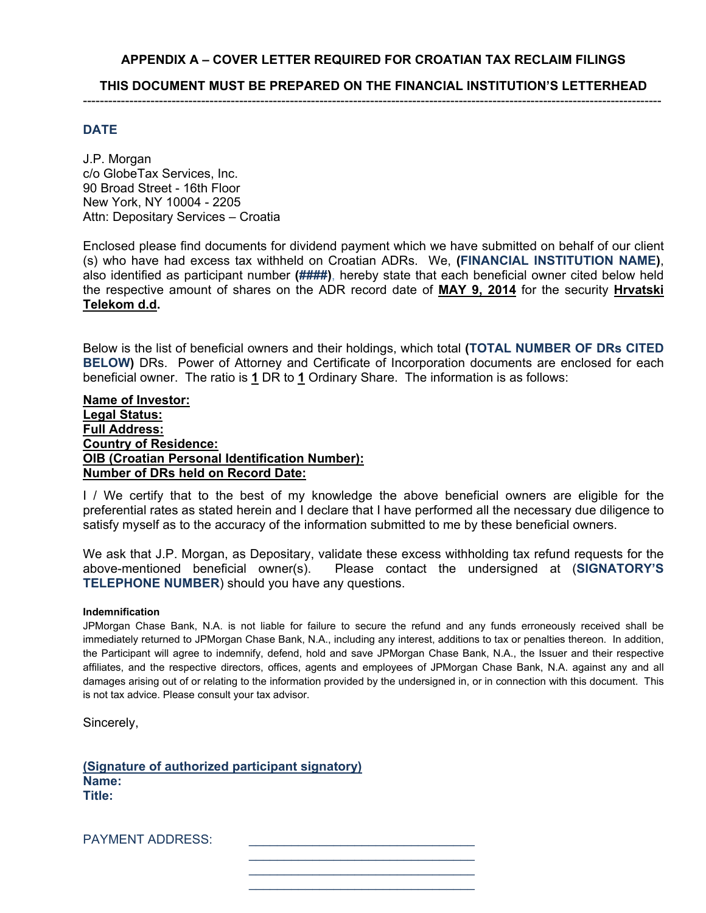## APPENDIX A – COVER LETTER REQUIRED FOR CROATIAN TAX RECLAIM FILINGS

## THIS DOCUMENT MUST BE PREPARED ON THE FINANCIAL INSTITUTION'S LETTERHEAD

---

**DATE**

J.P. Morgan
c/o GlobeTax Services, Inc.
90 Broad Street - 16th Floor
New York, NY 10004 - 2205
Attn: Depositary Services – Croatia

Enclosed please find documents for dividend payment which we have submitted on behalf of our client (s) who have had excess tax withheld on Croatian ADRs. We, **(FINANCIAL INSTITUTION NAME)**, also identified as participant number **(####)**, hereby state that each beneficial owner cited below held the respective amount of shares on the ADR record date of **MAY 9, 2014** for the security **Hrvatski Telekom d.d**.

Below is the list of beneficial owners and their holdings, which total **(TOTAL NUMBER OF DRs CITED BELOW)** DRs. Power of Attorney and Certificate of Incorporation documents are enclosed for each beneficial owner. The ratio is **1** DR to **1** Ordinary Share. The information is as follows:

**Name of Investor:**
**Legal Status:**
**Full Address:**
**Country of Residence:**
**OIB (Croatian Personal Identification Number):**
**Number of DRs held on Record Date:**

I / We certify that to the best of my knowledge the above beneficial owners are eligible for the preferential rates as stated herein and I declare that I have performed all the necessary due diligence to satisfy myself as to the accuracy of the information submitted to me by these beneficial owners.

We ask that J.P. Morgan, as Depositary, validate these excess withholding tax refund requests for the above-mentioned beneficial owner(s). Please contact the undersigned at (**SIGNATORY'S TELEPHONE NUMBER**) should you have any questions.

**Indemnification**

JPMorgan Chase Bank, N.A. is not liable for failure to secure the refund and any funds erroneously received shall be immediately returned to JPMorgan Chase Bank, N.A., including any interest, additions to tax or penalties thereon. In addition, the Participant will agree to indemnify, defend, hold and save JPMorgan Chase Bank, N.A., the Issuer and their respective affiliates, and the respective directors, offices, agents and employees of JPMorgan Chase Bank, N.A. against any and all damages arising out of or relating to the information provided by the undersigned in, or in connection with this document. This is not tax advice. Please consult your tax advisor.

Sincerely,

**(Signature of authorized participant signatory)**
**Name:**
**Title:**

PAYMENT ADDRESS: ______________________________
______________________________
______________________________
______________________________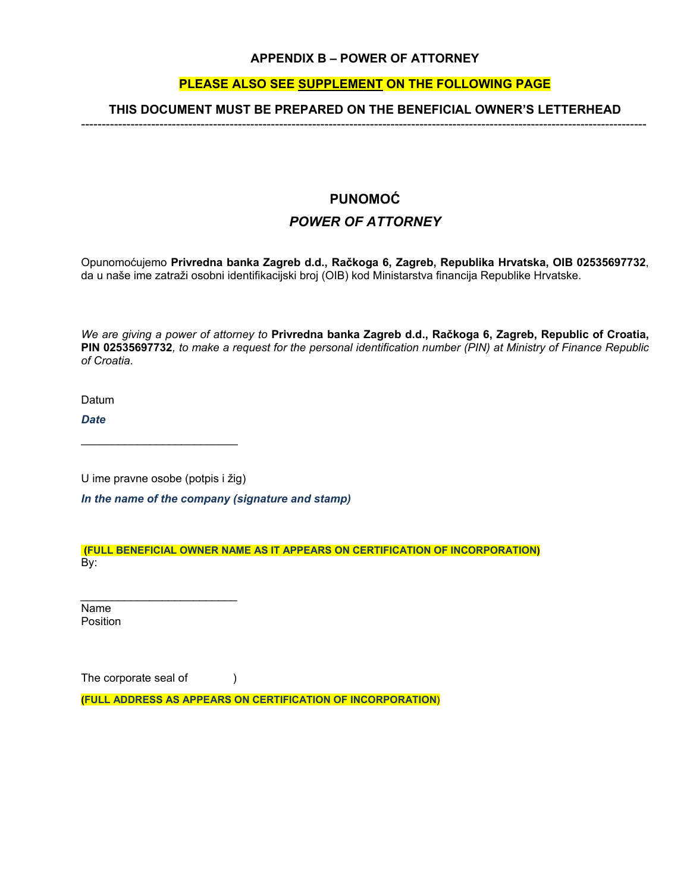**APPENDIX B – POWER OF ATTORNEY**

**PLEASE ALSO SEE SUPPLEMENT ON THE FOLLOWING PAGE**

**THIS DOCUMENT MUST BE PREPARED ON THE BENEFICIAL OWNER'S LETTERHEAD**

---

## PUNOMOĆ

## *POWER OF ATTORNEY*

Opunomoćujemo **Privredna banka Zagreb d.d., Račkoga 6, Zagreb, Republika Hrvatska, OIB 02535697732**, da u naše ime zatraži osobni identifikacijski broj (OIB) kod Ministarstva financija Republike Hrvatske.

*We are giving a power of attorney to* **Privredna banka Zagreb d.d., Račkoga 6, Zagreb, Republic of Croatia, PIN 02535697732***, to make a request for the personal identification number (PIN) at Ministry of Finance Republic of Croatia.*

Datum

***Date***

_________________________

U ime pravne osobe (potpis i žig)

***In the name of the company (signature and stamp)***

**(FULL BENEFICIAL OWNER NAME AS IT APPEARS ON CERTIFICATION OF INCORPORATION)**

By:

_________________________

Name

Position

The corporate seal of )

**(FULL ADDRESS AS APPEARS ON CERTIFICATION OF INCORPORATION)**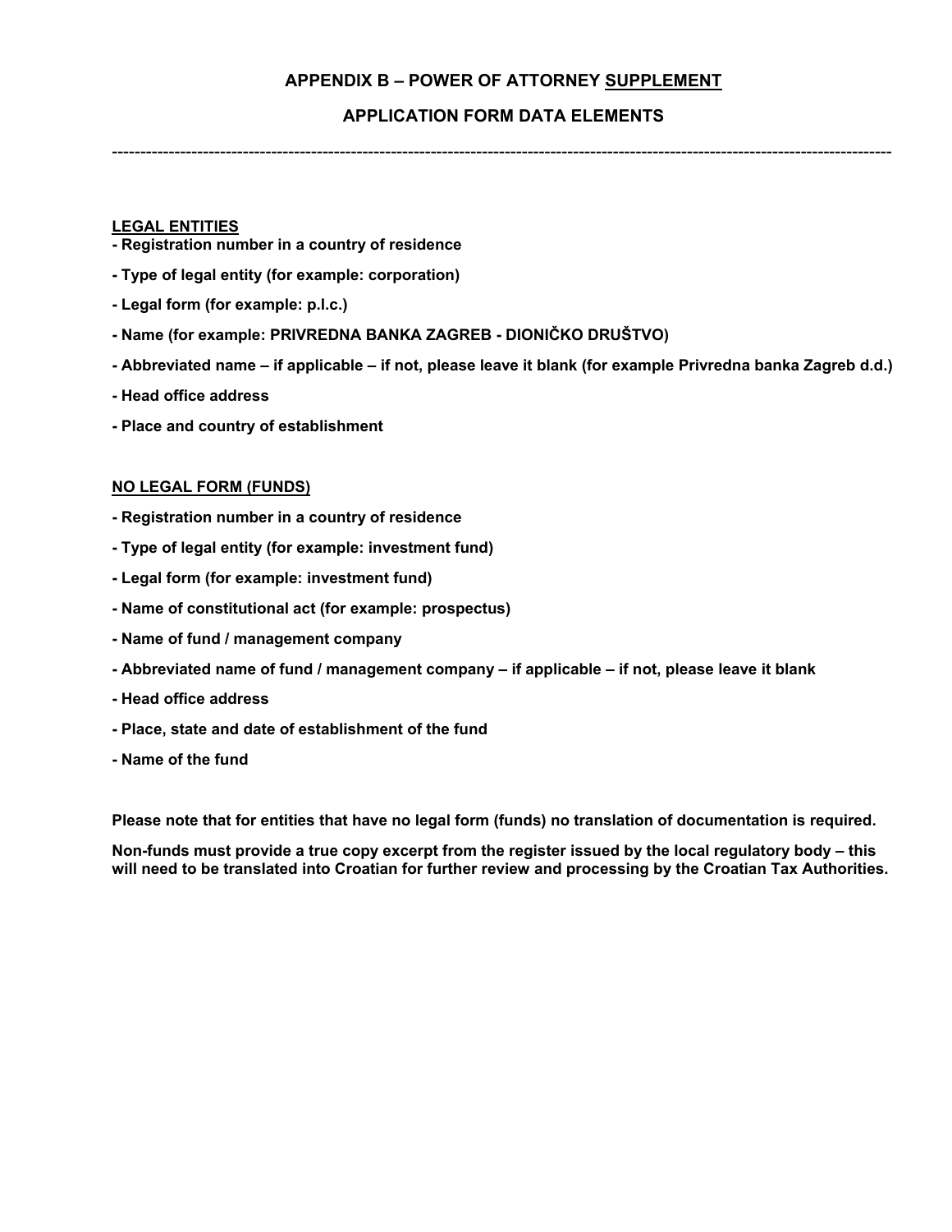# APPENDIX B – POWER OF ATTORNEY SUPPLEMENT

## APPLICATION FORM DATA ELEMENTS

---

**LEGAL ENTITIES**

- **Registration number in a country of residence**
- **Type of legal entity (for example: corporation)**
- **Legal form (for example: p.l.c.)**
- **Name (for example: PRIVREDNA BANKA ZAGREB - DIONIČKO DRUŠTVO)**
- **Abbreviated name – if applicable – if not, please leave it blank (for example Privredna banka Zagreb d.d.)**
- **Head office address**
- **Place and country of establishment**

**NO LEGAL FORM (FUNDS)**

- **Registration number in a country of residence**
- **Type of legal entity (for example: investment fund)**
- **Legal form (for example: investment fund)**
- **Name of constitutional act (for example: prospectus)**
- **Name of fund / management company**
- **Abbreviated name of fund / management company – if applicable – if not, please leave it blank**
- **Head office address**
- **Place, state and date of establishment of the fund**
- **Name of the fund**

**Please note that for entities that have no legal form (funds) no translation of documentation is required.**

**Non-funds must provide a true copy excerpt from the register issued by the local regulatory body – this will need to be translated into Croatian for further review and processing by the Croatian Tax Authorities.**